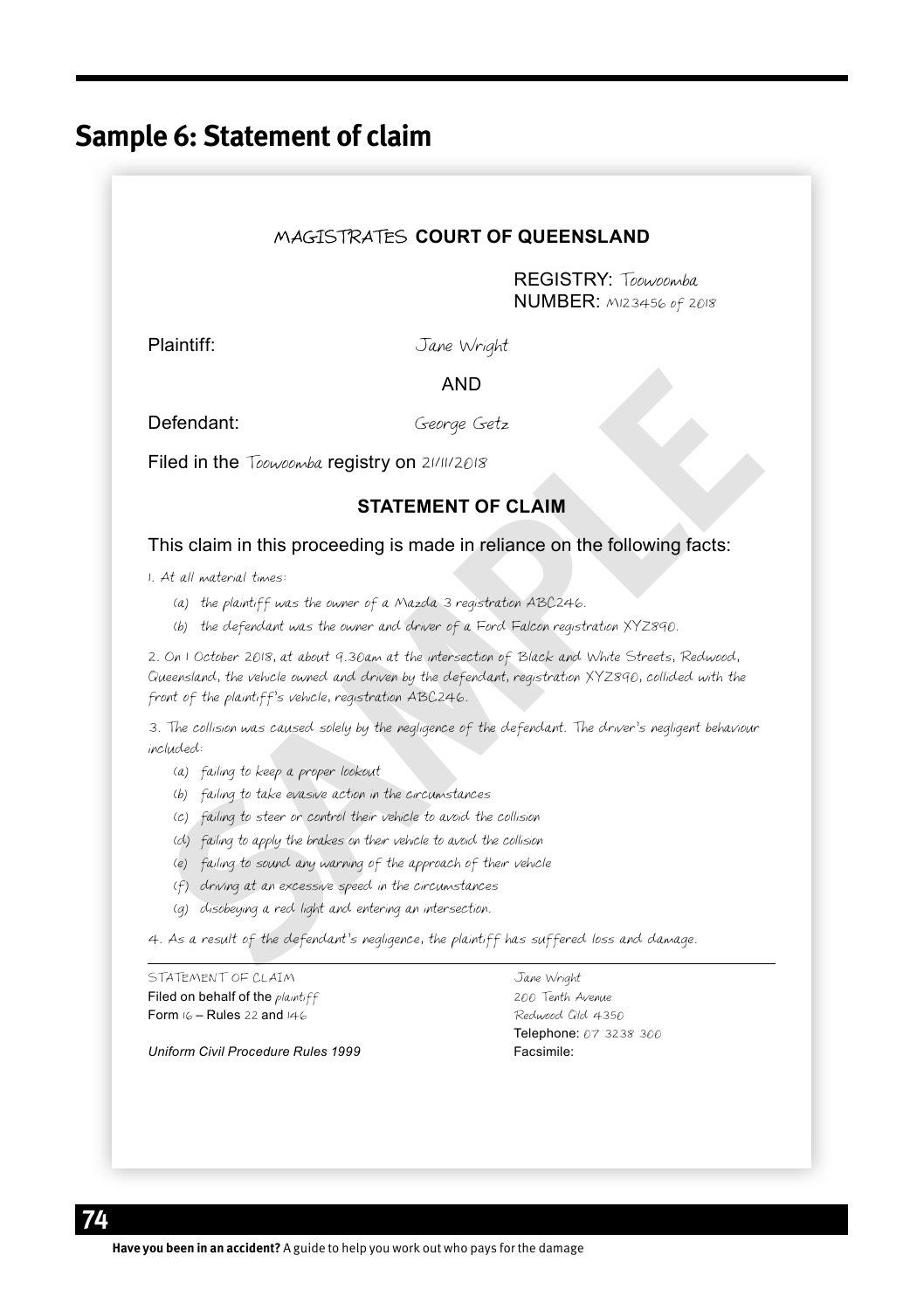## Sample 6: Statement of claim

MAGISTRATES **COURT OF QUEENSLAND**

REGISTRY: Toowoomba
NUMBER: M123456 of 2018

Plaintiff: Jane Wright

AND

Defendant: George Getz

Filed in the Toowoomba registry on 21/11/2018

**STATEMENT OF CLAIM**

This claim in this proceeding is made in reliance on the following facts:

1. At all material times:
   (a) the plaintiff was the owner of a Mazda 3 registration ABC246.
   (b) the defendant was the owner and driver of a Ford Falcon registration XYZ890.

2. On 1 October 2018, at about 9.30am at the intersection of Black and White Streets, Redwood, Queensland, the vehicle owned and driven by the defendant, registration XYZ890, collided with the front of the plaintiff's vehicle, registration ABC246.

3. The collision was caused solely by the negligence of the defendant. The driver's negligent behaviour included:
   (a) failing to keep a proper lookout
   (b) failing to take evasive action in the circumstances
   (c) failing to steer or control their vehicle to avoid the collision
   (d) failing to apply the brakes on their vehicle to avoid the collision
   (e) failing to sound any warning of the approach of their vehicle
   (f) driving at an excessive speed in the circumstances
   (g) disobeying a red light and entering an intersection.

4. As a result of the defendant's negligence, the plaintiff has suffered loss and damage.

---

STATEMENT OF CLAIM
Filed on behalf of the plaintiff
Form 16 – Rules 22 and 146

*Uniform Civil Procedure Rules 1999*

Jane Wright
200 Tenth Avenue
Redwood Qld 4350
Telephone: 07 3238 300
Facsimile: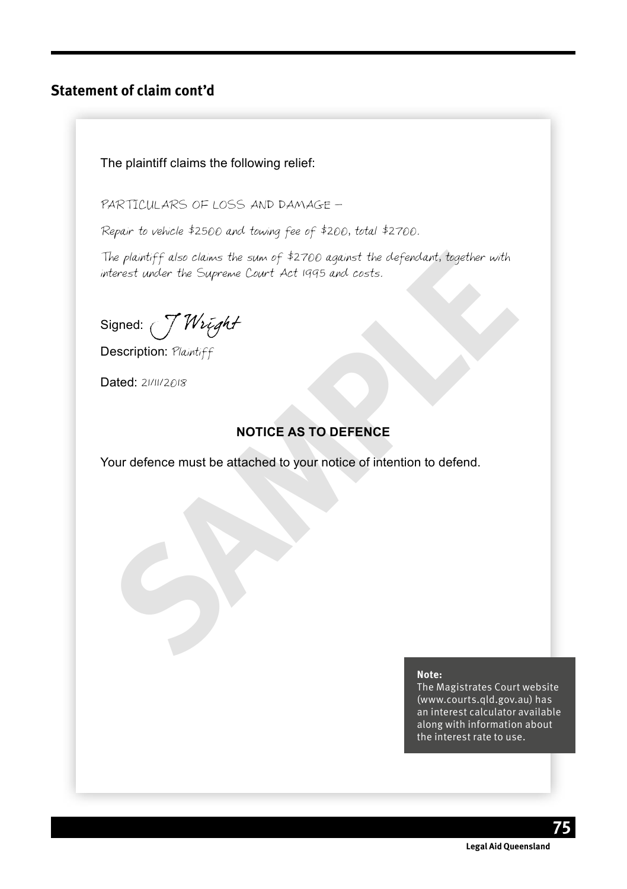## Statement of claim cont'd

The plaintiff claims the following relief:

PARTICULARS OF LOSS AND DAMAGE –

Repair to vehicle $2500 and towing fee of $200, total $2700.

The plaintiff also claims the sum of $2700 against the defendant, together with interest under the Supreme Court Act 1995 and costs.

Signed: J Wright

Description: Plaintiff

Dated: 21/11/2018

**NOTICE AS TO DEFENCE**

Your defence must be attached to your notice of intention to defend.

SAMPLE

**Note:**
The Magistrates Court website (www.courts.qld.gov.au) has an interest calculator available along with information about the interest rate to use.